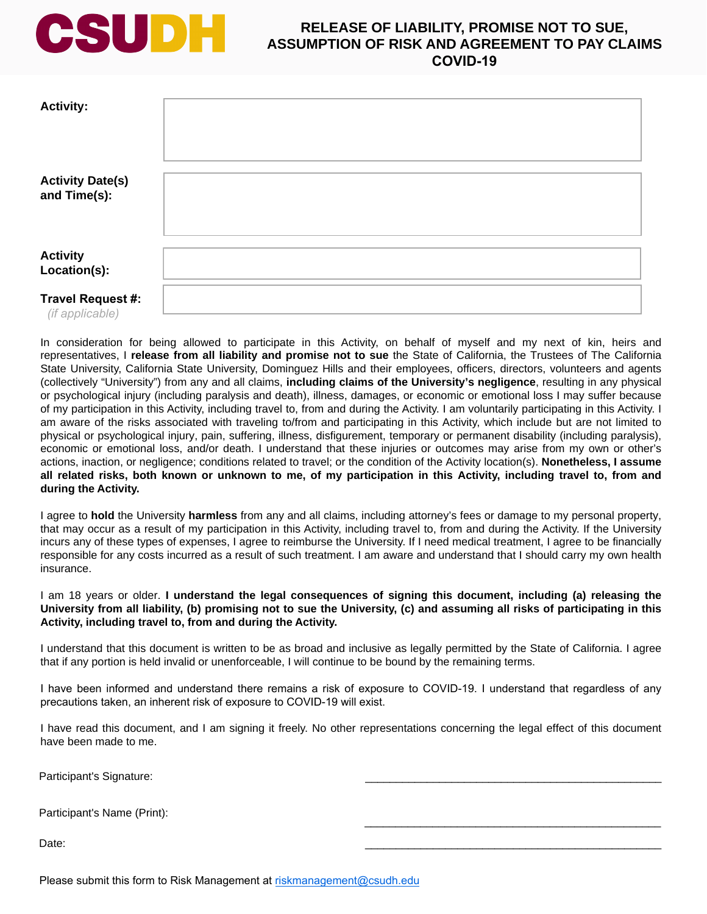CSUDH

# RELEASE OF LIABILITY, PROMISE NOT TO SUE, ASSUMPTION OF RISK AND AGREEMENT TO PAY CLAIMS COVID-19

| | |
|---|---|
| **Activity:** | |
| **Activity Date(s) and Time(s):** | |
| **Activity Location(s):** | |
| **Travel Request #:** *(if applicable)* | |

In consideration for being allowed to participate in this Activity, on behalf of myself and my next of kin, heirs and representatives, I **release from all liability and promise not to sue** the State of California, the Trustees of The California State University, California State University, Dominguez Hills and their employees, officers, directors, volunteers and agents (collectively "University") from any and all claims, **including claims of the University's negligence**, resulting in any physical or psychological injury (including paralysis and death), illness, damages, or economic or emotional loss I may suffer because of my participation in this Activity, including travel to, from and during the Activity. I am voluntarily participating in this Activity. I am aware of the risks associated with traveling to/from and participating in this Activity, which include but are not limited to physical or psychological injury, pain, suffering, illness, disfigurement, temporary or permanent disability (including paralysis), economic or emotional loss, and/or death. I understand that these injuries or outcomes may arise from my own or other's actions, inaction, or negligence; conditions related to travel; or the condition of the Activity location(s). **Nonetheless, I assume all related risks, both known or unknown to me, of my participation in this Activity, including travel to, from and during the Activity.**

I agree to **hold** the University **harmless** from any and all claims, including attorney's fees or damage to my personal property, that may occur as a result of my participation in this Activity, including travel to, from and during the Activity. If the University incurs any of these types of expenses, I agree to reimburse the University. If I need medical treatment, I agree to be financially responsible for any costs incurred as a result of such treatment. I am aware and understand that I should carry my own health insurance.

I am 18 years or older. **I understand the legal consequences of signing this document, including (a) releasing the University from all liability, (b) promising not to sue the University, (c) and assuming all risks of participating in this Activity, including travel to, from and during the Activity.**

I understand that this document is written to be as broad and inclusive as legally permitted by the State of California. I agree that if any portion is held invalid or unenforceable, I will continue to be bound by the remaining terms.

I have been informed and understand there remains a risk of exposure to COVID-19. I understand that regardless of any precautions taken, an inherent risk of exposure to COVID-19 will exist.

I have read this document, and I am signing it freely. No other representations concerning the legal effect of this document have been made to me.

Participant's Signature: ________________________________________________

Participant's Name (Print): ________________________________________________

Date: ________________________________________________

Please submit this form to Risk Management at riskmanagement@csudh.edu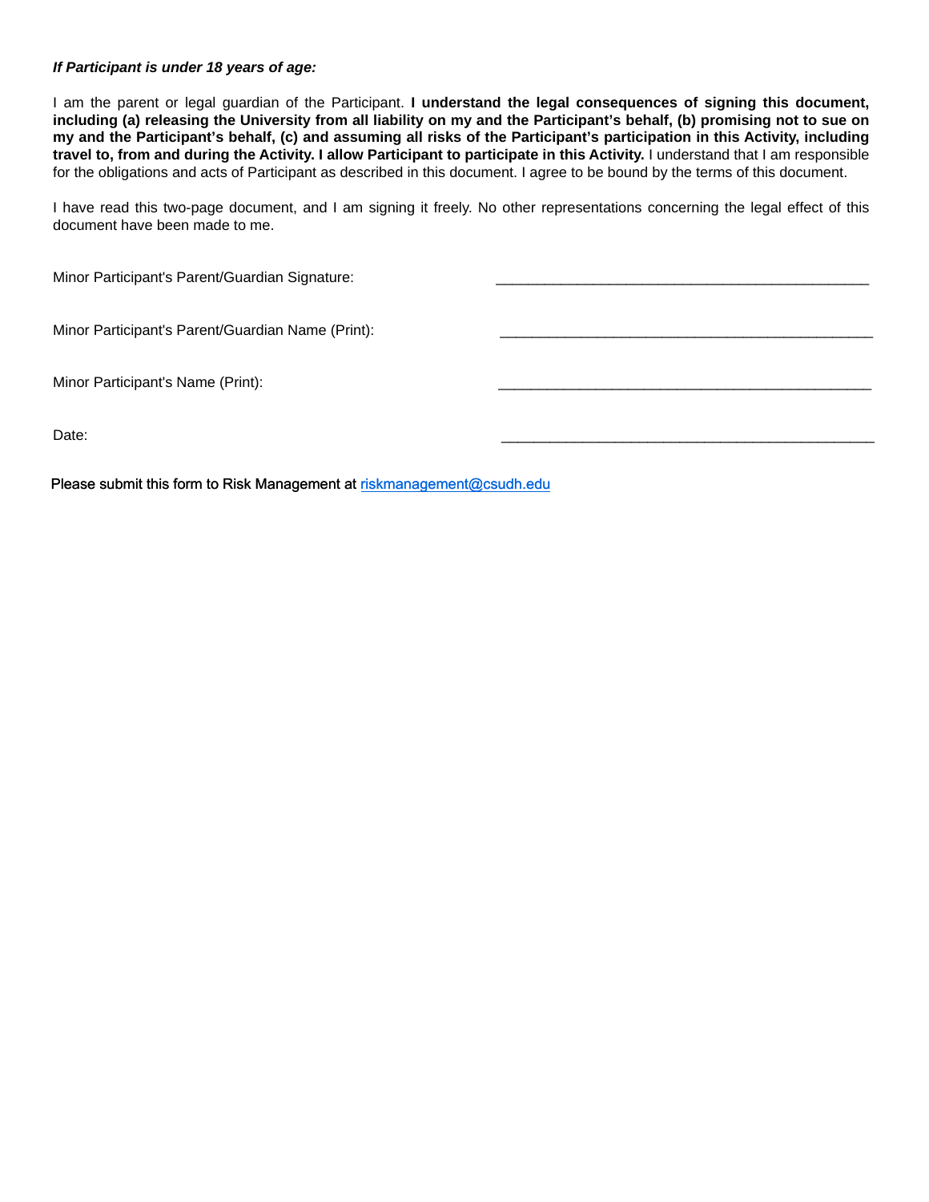***If Participant is under 18 years of age:***

I am the parent or legal guardian of the Participant. **I understand the legal consequences of signing this document, including (a) releasing the University from all liability on my and the Participant's behalf, (b) promising not to sue on my and the Participant's behalf, (c) and assuming all risks of the Participant's participation in this Activity, including travel to, from and during the Activity. I allow Participant to participate in this Activity.** I understand that I am responsible for the obligations and acts of Participant as described in this document. I agree to be bound by the terms of this document.

I have read this two-page document, and I am signing it freely. No other representations concerning the legal effect of this document have been made to me.

Minor Participant's Parent/Guardian Signature: _______________________________________________

Minor Participant's Parent/Guardian Name (Print): _______________________________________________

Minor Participant's Name (Print): _______________________________________________

Date: _______________________________________________

Please submit this form to Risk Management at riskmanagement@csudh.edu